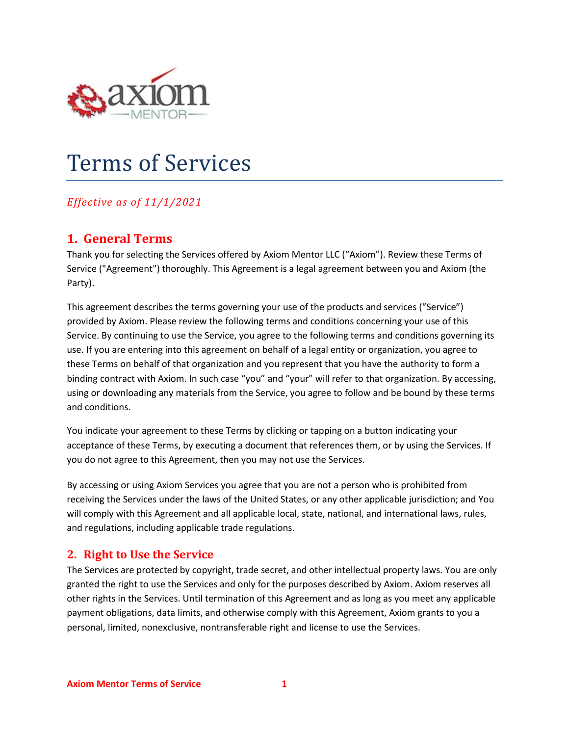# Terms of Services

*Effective as of 11/1/2021*

## 1. General Terms

Thank you for selecting the Services offered by Axiom Mentor LLC ("Axiom"). Review these Terms of Service ("Agreement") thoroughly. This Agreement is a legal agreement between you and Axiom (the Party).

This agreement describes the terms governing your use of the products and services ("Service") provided by Axiom. Please review the following terms and conditions concerning your use of this Service. By continuing to use the Service, you agree to the following terms and conditions governing its use. If you are entering into this agreement on behalf of a legal entity or organization, you agree to these Terms on behalf of that organization and you represent that you have the authority to form a binding contract with Axiom. In such case "you" and "your" will refer to that organization. By accessing, using or downloading any materials from the Service, you agree to follow and be bound by these terms and conditions.

You indicate your agreement to these Terms by clicking or tapping on a button indicating your acceptance of these Terms, by executing a document that references them, or by using the Services. If you do not agree to this Agreement, then you may not use the Services.

By accessing or using Axiom Services you agree that you are not a person who is prohibited from receiving the Services under the laws of the United States, or any other applicable jurisdiction; and You will comply with this Agreement and all applicable local, state, national, and international laws, rules, and regulations, including applicable trade regulations.

## 2. Right to Use the Service

The Services are protected by copyright, trade secret, and other intellectual property laws. You are only granted the right to use the Services and only for the purposes described by Axiom. Axiom reserves all other rights in the Services. Until termination of this Agreement and as long as you meet any applicable payment obligations, data limits, and otherwise comply with this Agreement, Axiom grants to you a personal, limited, nonexclusive, nontransferable right and license to use the Services.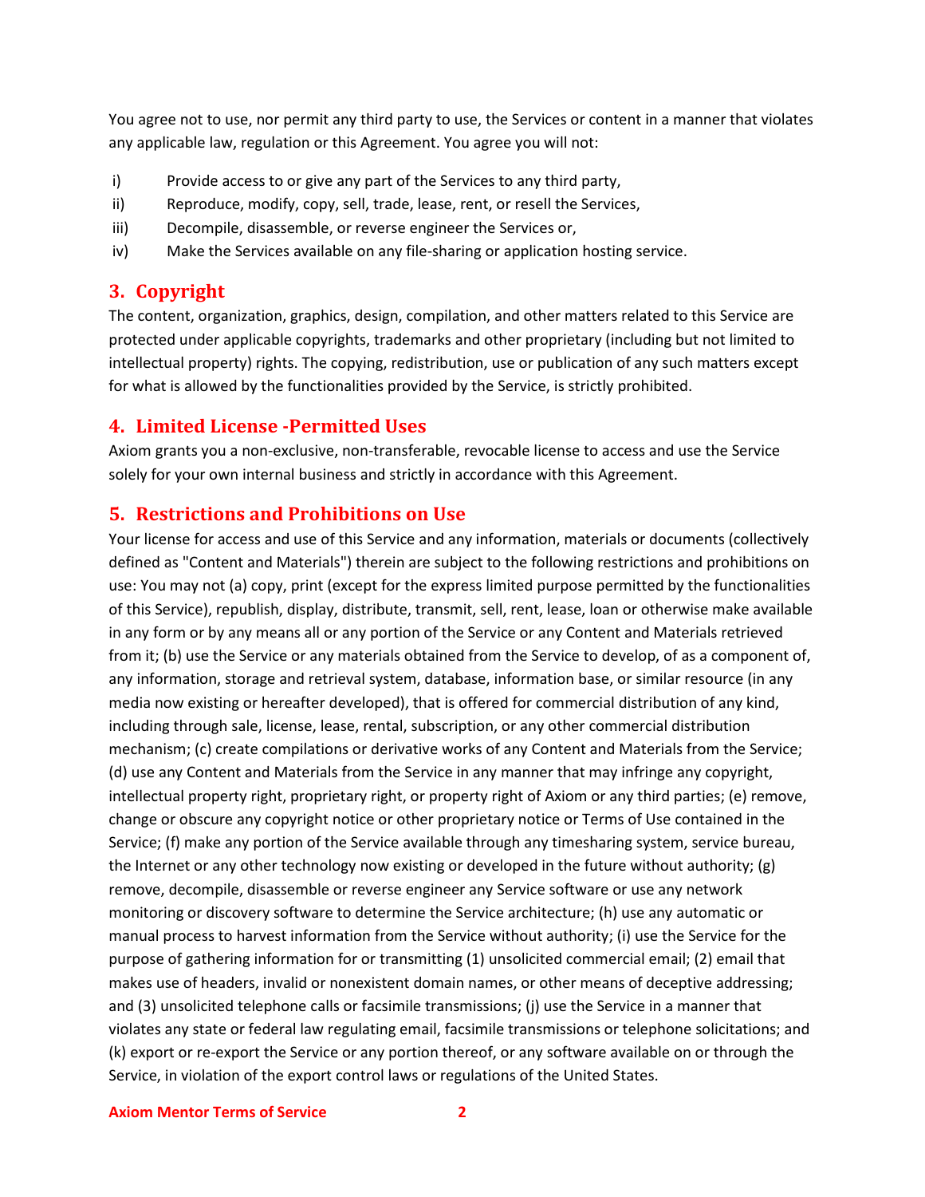You agree not to use, nor permit any third party to use, the Services or content in a manner that violates any applicable law, regulation or this Agreement. You agree you will not:

i) Provide access to or give any part of the Services to any third party,

ii) Reproduce, modify, copy, sell, trade, lease, rent, or resell the Services,

iii) Decompile, disassemble, or reverse engineer the Services or,

iv) Make the Services available on any file-sharing or application hosting service.

## 3. Copyright

The content, organization, graphics, design, compilation, and other matters related to this Service are protected under applicable copyrights, trademarks and other proprietary (including but not limited to intellectual property) rights. The copying, redistribution, use or publication of any such matters except for what is allowed by the functionalities provided by the Service, is strictly prohibited.

## 4. Limited License -Permitted Uses

Axiom grants you a non-exclusive, non-transferable, revocable license to access and use the Service solely for your own internal business and strictly in accordance with this Agreement.

## 5. Restrictions and Prohibitions on Use

Your license for access and use of this Service and any information, materials or documents (collectively defined as "Content and Materials") therein are subject to the following restrictions and prohibitions on use: You may not (a) copy, print (except for the express limited purpose permitted by the functionalities of this Service), republish, display, distribute, transmit, sell, rent, lease, loan or otherwise make available in any form or by any means all or any portion of the Service or any Content and Materials retrieved from it; (b) use the Service or any materials obtained from the Service to develop, of as a component of, any information, storage and retrieval system, database, information base, or similar resource (in any media now existing or hereafter developed), that is offered for commercial distribution of any kind, including through sale, license, lease, rental, subscription, or any other commercial distribution mechanism; (c) create compilations or derivative works of any Content and Materials from the Service; (d) use any Content and Materials from the Service in any manner that may infringe any copyright, intellectual property right, proprietary right, or property right of Axiom or any third parties; (e) remove, change or obscure any copyright notice or other proprietary notice or Terms of Use contained in the Service; (f) make any portion of the Service available through any timesharing system, service bureau, the Internet or any other technology now existing or developed in the future without authority; (g) remove, decompile, disassemble or reverse engineer any Service software or use any network monitoring or discovery software to determine the Service architecture; (h) use any automatic or manual process to harvest information from the Service without authority; (i) use the Service for the purpose of gathering information for or transmitting (1) unsolicited commercial email; (2) email that makes use of headers, invalid or nonexistent domain names, or other means of deceptive addressing; and (3) unsolicited telephone calls or facsimile transmissions; (j) use the Service in a manner that violates any state or federal law regulating email, facsimile transmissions or telephone solicitations; and (k) export or re-export the Service or any portion thereof, or any software available on or through the Service, in violation of the export control laws or regulations of the United States.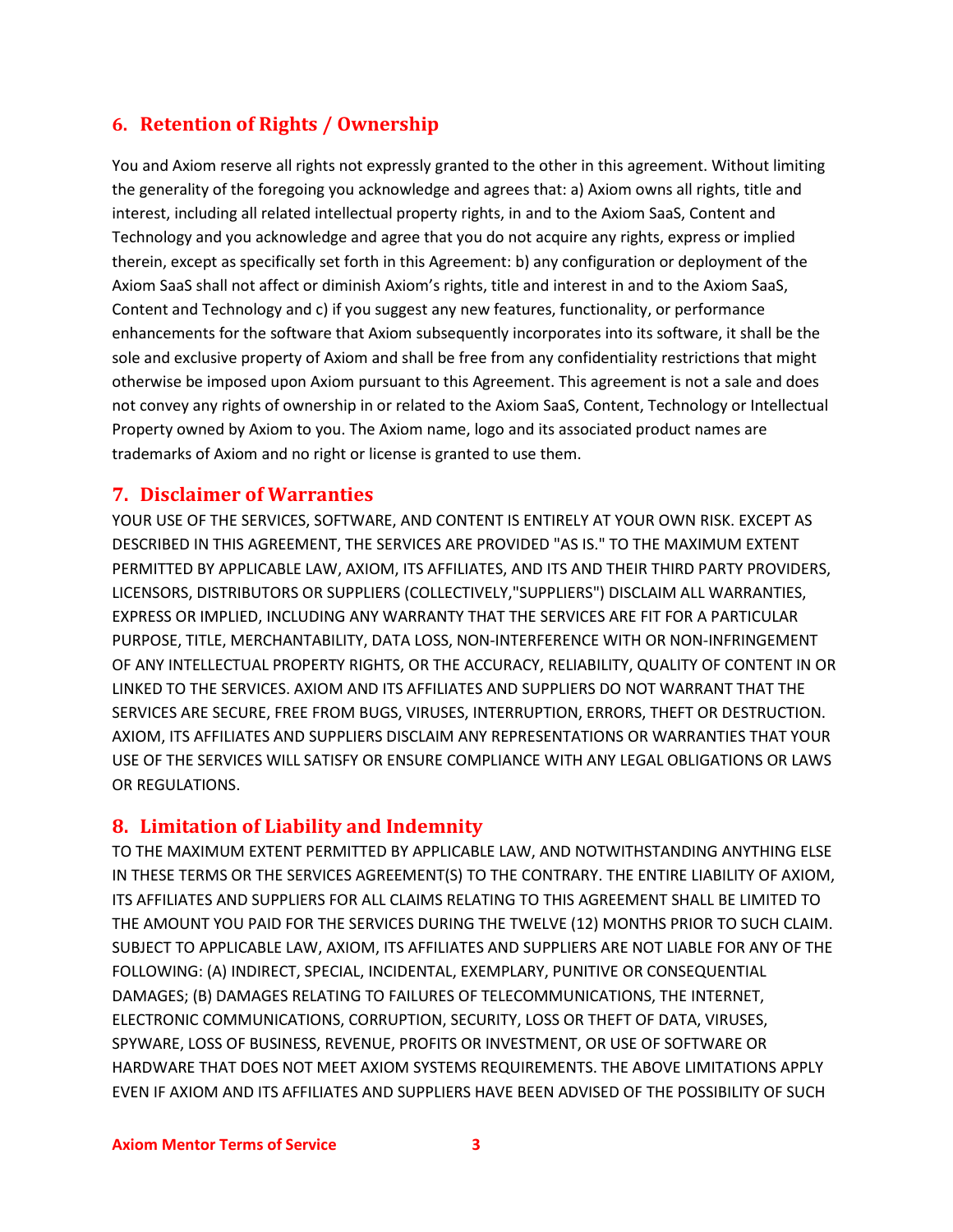## 6. Retention of Rights / Ownership

You and Axiom reserve all rights not expressly granted to the other in this agreement. Without limiting the generality of the foregoing you acknowledge and agrees that: a) Axiom owns all rights, title and interest, including all related intellectual property rights, in and to the Axiom SaaS, Content and Technology and you acknowledge and agree that you do not acquire any rights, express or implied therein, except as specifically set forth in this Agreement: b) any configuration or deployment of the Axiom SaaS shall not affect or diminish Axiom's rights, title and interest in and to the Axiom SaaS, Content and Technology and c) if you suggest any new features, functionality, or performance enhancements for the software that Axiom subsequently incorporates into its software, it shall be the sole and exclusive property of Axiom and shall be free from any confidentiality restrictions that might otherwise be imposed upon Axiom pursuant to this Agreement. This agreement is not a sale and does not convey any rights of ownership in or related to the Axiom SaaS, Content, Technology or Intellectual Property owned by Axiom to you. The Axiom name, logo and its associated product names are trademarks of Axiom and no right or license is granted to use them.

## 7. Disclaimer of Warranties

YOUR USE OF THE SERVICES, SOFTWARE, AND CONTENT IS ENTIRELY AT YOUR OWN RISK. EXCEPT AS DESCRIBED IN THIS AGREEMENT, THE SERVICES ARE PROVIDED "AS IS." TO THE MAXIMUM EXTENT PERMITTED BY APPLICABLE LAW, AXIOM, ITS AFFILIATES, AND ITS AND THEIR THIRD PARTY PROVIDERS, LICENSORS, DISTRIBUTORS OR SUPPLIERS (COLLECTIVELY,"SUPPLIERS") DISCLAIM ALL WARRANTIES, EXPRESS OR IMPLIED, INCLUDING ANY WARRANTY THAT THE SERVICES ARE FIT FOR A PARTICULAR PURPOSE, TITLE, MERCHANTABILITY, DATA LOSS, NON-INTERFERENCE WITH OR NON-INFRINGEMENT OF ANY INTELLECTUAL PROPERTY RIGHTS, OR THE ACCURACY, RELIABILITY, QUALITY OF CONTENT IN OR LINKED TO THE SERVICES. AXIOM AND ITS AFFILIATES AND SUPPLIERS DO NOT WARRANT THAT THE SERVICES ARE SECURE, FREE FROM BUGS, VIRUSES, INTERRUPTION, ERRORS, THEFT OR DESTRUCTION. AXIOM, ITS AFFILIATES AND SUPPLIERS DISCLAIM ANY REPRESENTATIONS OR WARRANTIES THAT YOUR USE OF THE SERVICES WILL SATISFY OR ENSURE COMPLIANCE WITH ANY LEGAL OBLIGATIONS OR LAWS OR REGULATIONS.

## 8. Limitation of Liability and Indemnity

TO THE MAXIMUM EXTENT PERMITTED BY APPLICABLE LAW, AND NOTWITHSTANDING ANYTHING ELSE IN THESE TERMS OR THE SERVICES AGREEMENT(S) TO THE CONTRARY. THE ENTIRE LIABILITY OF AXIOM, ITS AFFILIATES AND SUPPLIERS FOR ALL CLAIMS RELATING TO THIS AGREEMENT SHALL BE LIMITED TO THE AMOUNT YOU PAID FOR THE SERVICES DURING THE TWELVE (12) MONTHS PRIOR TO SUCH CLAIM. SUBJECT TO APPLICABLE LAW, AXIOM, ITS AFFILIATES AND SUPPLIERS ARE NOT LIABLE FOR ANY OF THE FOLLOWING: (A) INDIRECT, SPECIAL, INCIDENTAL, EXEMPLARY, PUNITIVE OR CONSEQUENTIAL DAMAGES; (B) DAMAGES RELATING TO FAILURES OF TELECOMMUNICATIONS, THE INTERNET, ELECTRONIC COMMUNICATIONS, CORRUPTION, SECURITY, LOSS OR THEFT OF DATA, VIRUSES, SPYWARE, LOSS OF BUSINESS, REVENUE, PROFITS OR INVESTMENT, OR USE OF SOFTWARE OR HARDWARE THAT DOES NOT MEET AXIOM SYSTEMS REQUIREMENTS. THE ABOVE LIMITATIONS APPLY EVEN IF AXIOM AND ITS AFFILIATES AND SUPPLIERS HAVE BEEN ADVISED OF THE POSSIBILITY OF SUCH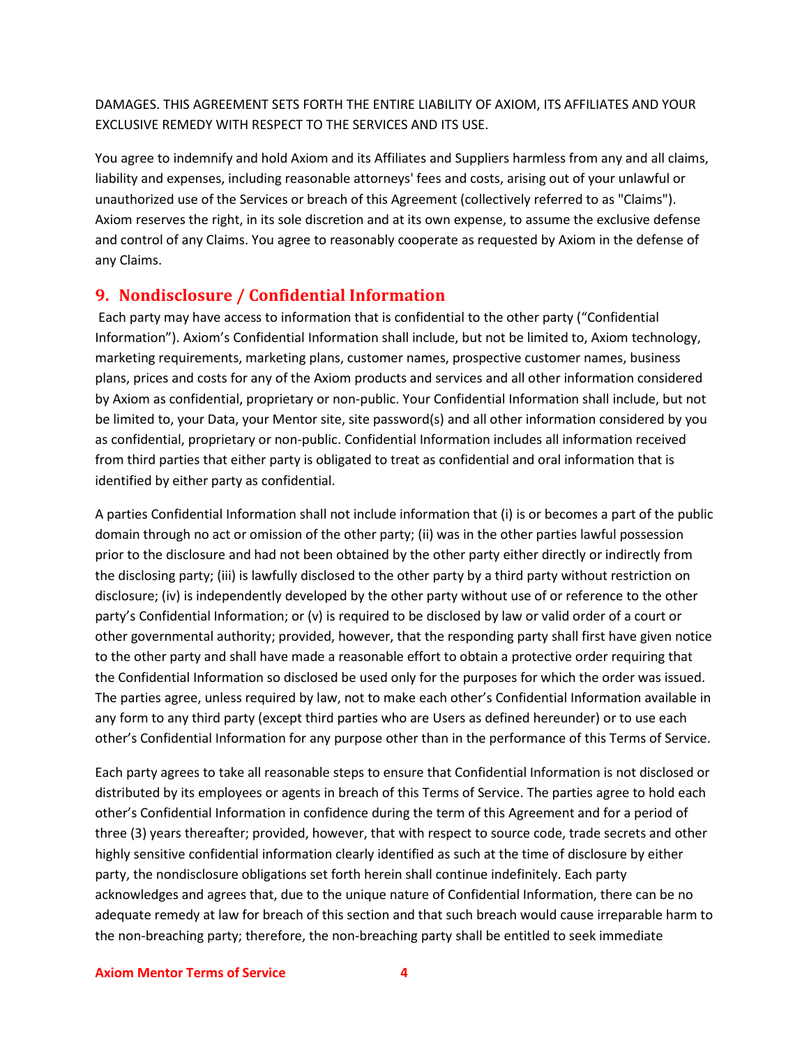DAMAGES. THIS AGREEMENT SETS FORTH THE ENTIRE LIABILITY OF AXIOM, ITS AFFILIATES AND YOUR EXCLUSIVE REMEDY WITH RESPECT TO THE SERVICES AND ITS USE.

You agree to indemnify and hold Axiom and its Affiliates and Suppliers harmless from any and all claims, liability and expenses, including reasonable attorneys' fees and costs, arising out of your unlawful or unauthorized use of the Services or breach of this Agreement (collectively referred to as "Claims"). Axiom reserves the right, in its sole discretion and at its own expense, to assume the exclusive defense and control of any Claims. You agree to reasonably cooperate as requested by Axiom in the defense of any Claims.

## 9. Nondisclosure / Confidential Information

Each party may have access to information that is confidential to the other party ("Confidential Information"). Axiom's Confidential Information shall include, but not be limited to, Axiom technology, marketing requirements, marketing plans, customer names, prospective customer names, business plans, prices and costs for any of the Axiom products and services and all other information considered by Axiom as confidential, proprietary or non-public. Your Confidential Information shall include, but not be limited to, your Data, your Mentor site, site password(s) and all other information considered by you as confidential, proprietary or non-public. Confidential Information includes all information received from third parties that either party is obligated to treat as confidential and oral information that is identified by either party as confidential.

A parties Confidential Information shall not include information that (i) is or becomes a part of the public domain through no act or omission of the other party; (ii) was in the other parties lawful possession prior to the disclosure and had not been obtained by the other party either directly or indirectly from the disclosing party; (iii) is lawfully disclosed to the other party by a third party without restriction on disclosure; (iv) is independently developed by the other party without use of or reference to the other party's Confidential Information; or (v) is required to be disclosed by law or valid order of a court or other governmental authority; provided, however, that the responding party shall first have given notice to the other party and shall have made a reasonable effort to obtain a protective order requiring that the Confidential Information so disclosed be used only for the purposes for which the order was issued. The parties agree, unless required by law, not to make each other's Confidential Information available in any form to any third party (except third parties who are Users as defined hereunder) or to use each other's Confidential Information for any purpose other than in the performance of this Terms of Service.

Each party agrees to take all reasonable steps to ensure that Confidential Information is not disclosed or distributed by its employees or agents in breach of this Terms of Service. The parties agree to hold each other's Confidential Information in confidence during the term of this Agreement and for a period of three (3) years thereafter; provided, however, that with respect to source code, trade secrets and other highly sensitive confidential information clearly identified as such at the time of disclosure by either party, the nondisclosure obligations set forth herein shall continue indefinitely. Each party acknowledges and agrees that, due to the unique nature of Confidential Information, there can be no adequate remedy at law for breach of this section and that such breach would cause irreparable harm to the non-breaching party; therefore, the non-breaching party shall be entitled to seek immediate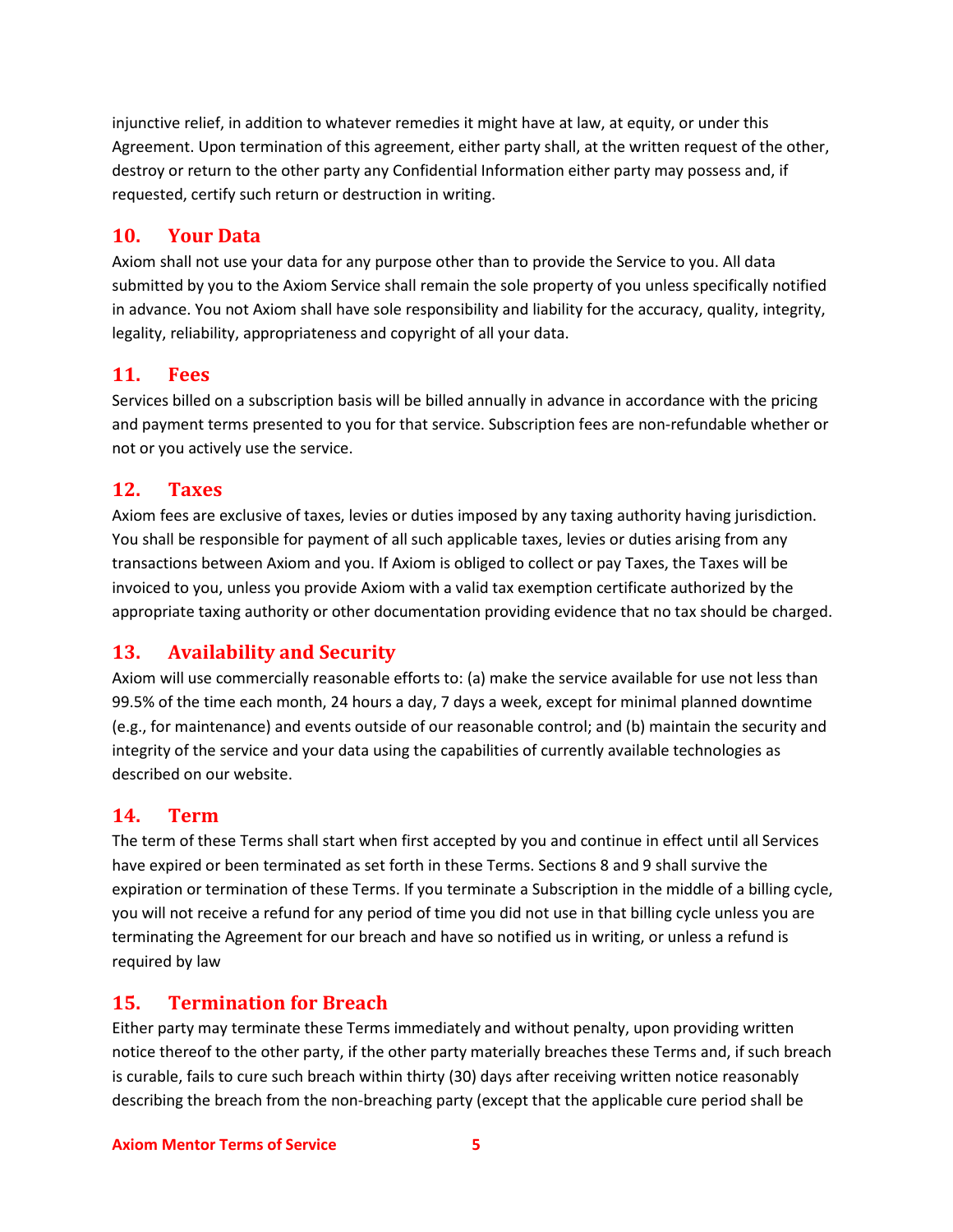injunctive relief, in addition to whatever remedies it might have at law, at equity, or under this Agreement. Upon termination of this agreement, either party shall, at the written request of the other, destroy or return to the other party any Confidential Information either party may possess and, if requested, certify such return or destruction in writing.

## 10. Your Data

Axiom shall not use your data for any purpose other than to provide the Service to you. All data submitted by you to the Axiom Service shall remain the sole property of you unless specifically notified in advance. You not Axiom shall have sole responsibility and liability for the accuracy, quality, integrity, legality, reliability, appropriateness and copyright of all your data.

## 11. Fees

Services billed on a subscription basis will be billed annually in advance in accordance with the pricing and payment terms presented to you for that service. Subscription fees are non-refundable whether or not or you actively use the service.

## 12. Taxes

Axiom fees are exclusive of taxes, levies or duties imposed by any taxing authority having jurisdiction. You shall be responsible for payment of all such applicable taxes, levies or duties arising from any transactions between Axiom and you. If Axiom is obliged to collect or pay Taxes, the Taxes will be invoiced to you, unless you provide Axiom with a valid tax exemption certificate authorized by the appropriate taxing authority or other documentation providing evidence that no tax should be charged.

## 13. Availability and Security

Axiom will use commercially reasonable efforts to: (a) make the service available for use not less than 99.5% of the time each month, 24 hours a day, 7 days a week, except for minimal planned downtime (e.g., for maintenance) and events outside of our reasonable control; and (b) maintain the security and integrity of the service and your data using the capabilities of currently available technologies as described on our website.

## 14. Term

The term of these Terms shall start when first accepted by you and continue in effect until all Services have expired or been terminated as set forth in these Terms. Sections 8 and 9 shall survive the expiration or termination of these Terms. If you terminate a Subscription in the middle of a billing cycle, you will not receive a refund for any period of time you did not use in that billing cycle unless you are terminating the Agreement for our breach and have so notified us in writing, or unless a refund is required by law

## 15. Termination for Breach

Either party may terminate these Terms immediately and without penalty, upon providing written notice thereof to the other party, if the other party materially breaches these Terms and, if such breach is curable, fails to cure such breach within thirty (30) days after receiving written notice reasonably describing the breach from the non-breaching party (except that the applicable cure period shall be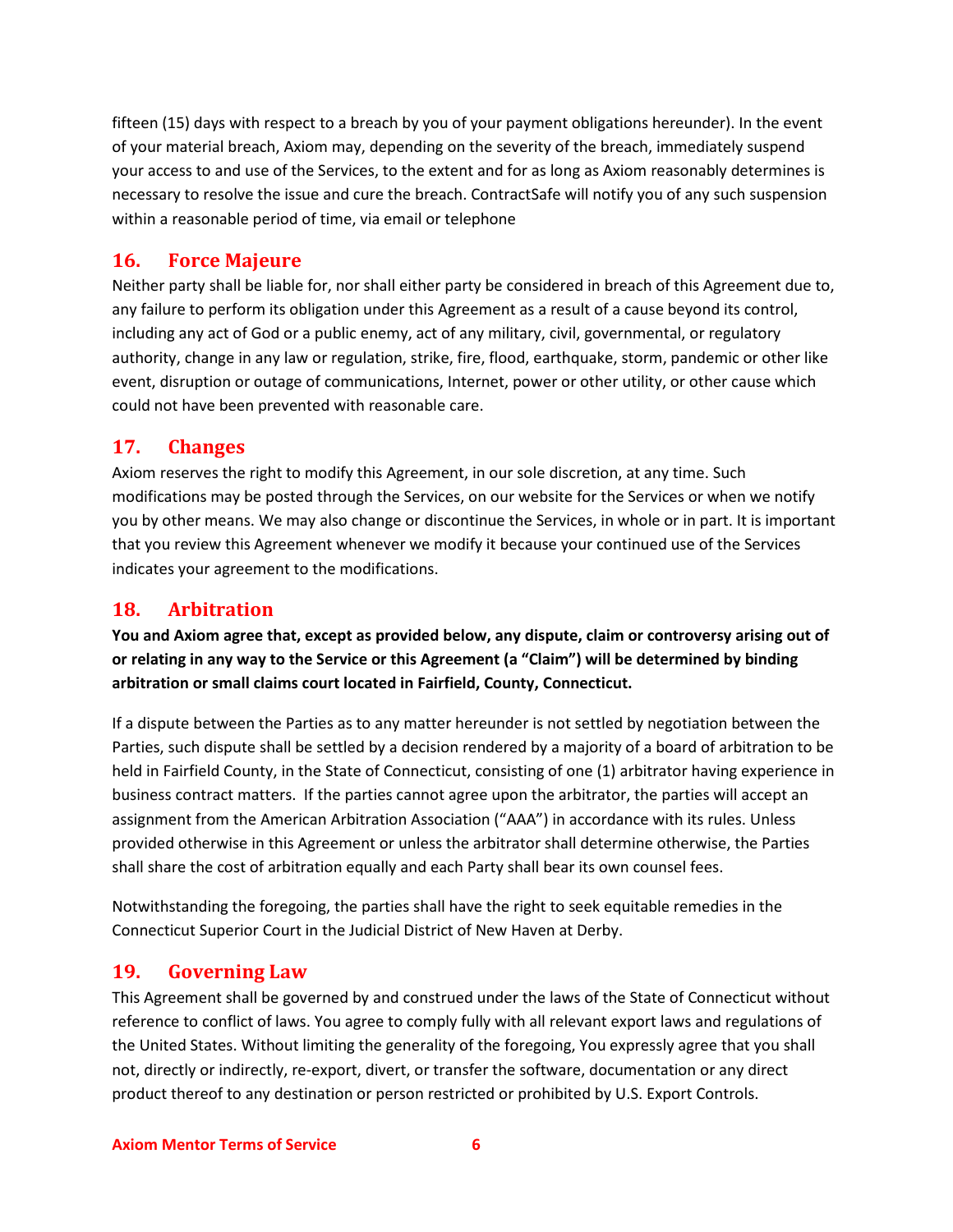fifteen (15) days with respect to a breach by you of your payment obligations hereunder). In the event of your material breach, Axiom may, depending on the severity of the breach, immediately suspend your access to and use of the Services, to the extent and for as long as Axiom reasonably determines is necessary to resolve the issue and cure the breach. ContractSafe will notify you of any such suspension within a reasonable period of time, via email or telephone

## 16. Force Majeure

Neither party shall be liable for, nor shall either party be considered in breach of this Agreement due to, any failure to perform its obligation under this Agreement as a result of a cause beyond its control, including any act of God or a public enemy, act of any military, civil, governmental, or regulatory authority, change in any law or regulation, strike, fire, flood, earthquake, storm, pandemic or other like event, disruption or outage of communications, Internet, power or other utility, or other cause which could not have been prevented with reasonable care.

## 17. Changes

Axiom reserves the right to modify this Agreement, in our sole discretion, at any time. Such modifications may be posted through the Services, on our website for the Services or when we notify you by other means. We may also change or discontinue the Services, in whole or in part. It is important that you review this Agreement whenever we modify it because your continued use of the Services indicates your agreement to the modifications.

## 18. Arbitration

**You and Axiom agree that, except as provided below, any dispute, claim or controversy arising out of or relating in any way to the Service or this Agreement (a "Claim") will be determined by binding arbitration or small claims court located in Fairfield, County, Connecticut.**

If a dispute between the Parties as to any matter hereunder is not settled by negotiation between the Parties, such dispute shall be settled by a decision rendered by a majority of a board of arbitration to be held in Fairfield County, in the State of Connecticut, consisting of one (1) arbitrator having experience in business contract matters. If the parties cannot agree upon the arbitrator, the parties will accept an assignment from the American Arbitration Association ("AAA") in accordance with its rules. Unless provided otherwise in this Agreement or unless the arbitrator shall determine otherwise, the Parties shall share the cost of arbitration equally and each Party shall bear its own counsel fees.

Notwithstanding the foregoing, the parties shall have the right to seek equitable remedies in the Connecticut Superior Court in the Judicial District of New Haven at Derby.

## 19. Governing Law

This Agreement shall be governed by and construed under the laws of the State of Connecticut without reference to conflict of laws. You agree to comply fully with all relevant export laws and regulations of the United States. Without limiting the generality of the foregoing, You expressly agree that you shall not, directly or indirectly, re-export, divert, or transfer the software, documentation or any direct product thereof to any destination or person restricted or prohibited by U.S. Export Controls.